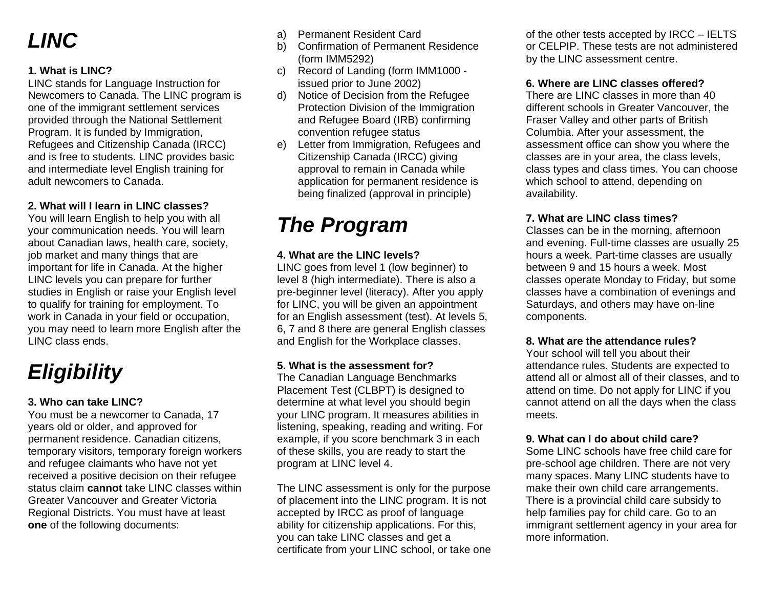# *LINC*

**1. What is LINC?**
LINC stands for Language Instruction for Newcomers to Canada. The LINC program is one of the immigrant settlement services provided through the National Settlement Program. It is funded by Immigration, Refugees and Citizenship Canada (IRCC) and is free to students. LINC provides basic and intermediate level English training for adult newcomers to Canada.

**2. What will I learn in LINC classes?**
You will learn English to help you with all your communication needs. You will learn about Canadian laws, health care, society, job market and many things that are important for life in Canada. At the higher LINC levels you can prepare for further studies in English or raise your English level to qualify for training for employment. To work in Canada in your field or occupation, you may need to learn more English after the LINC class ends.

# *Eligibility*

**3. Who can take LINC?**
You must be a newcomer to Canada, 17 years old or older, and approved for permanent residence. Canadian citizens, temporary visitors, temporary foreign workers and refugee claimants who have not yet received a positive decision on their refugee status claim **cannot** take LINC classes within Greater Vancouver and Greater Victoria Regional Districts. You must have at least **one** of the following documents:

a) Permanent Resident Card
b) Confirmation of Permanent Residence (form IMM5292)
c) Record of Landing (form IMM1000 - issued prior to June 2002)
d) Notice of Decision from the Refugee Protection Division of the Immigration and Refugee Board (IRB) confirming convention refugee status
e) Letter from Immigration, Refugees and Citizenship Canada (IRCC) giving approval to remain in Canada while application for permanent residence is being finalized (approval in principle)

# *The Program*

**4. What are the LINC levels?**
LINC goes from level 1 (low beginner) to level 8 (high intermediate). There is also a pre-beginner level (literacy). After you apply for LINC, you will be given an appointment for an English assessment (test). At levels 5, 6, 7 and 8 there are general English classes and English for the Workplace classes.

**5. What is the assessment for?**
The Canadian Language Benchmarks Placement Test (CLBPT) is designed to determine at what level you should begin your LINC program. It measures abilities in listening, speaking, reading and writing. For example, if you score benchmark 3 in each of these skills, you are ready to start the program at LINC level 4.

The LINC assessment is only for the purpose of placement into the LINC program. It is not accepted by IRCC as proof of language ability for citizenship applications. For this, you can take LINC classes and get a certificate from your LINC school, or take one of the other tests accepted by IRCC – IELTS or CELPIP. These tests are not administered by the LINC assessment centre.

**6. Where are LINC classes offered?**
There are LINC classes in more than 40 different schools in Greater Vancouver, the Fraser Valley and other parts of British Columbia. After your assessment, the assessment office can show you where the classes are in your area, the class levels, class types and class times. You can choose which school to attend, depending on availability.

**7. What are LINC class times?**
Classes can be in the morning, afternoon and evening. Full-time classes are usually 25 hours a week. Part-time classes are usually between 9 and 15 hours a week. Most classes operate Monday to Friday, but some classes have a combination of evenings and Saturdays, and others may have on-line components.

**8. What are the attendance rules?**
Your school will tell you about their attendance rules. Students are expected to attend all or almost all of their classes, and to attend on time. Do not apply for LINC if you cannot attend on all the days when the class meets.

**9. What can I do about child care?**
Some LINC schools have free child care for pre-school age children. There are not very many spaces. Many LINC students have to make their own child care arrangements. There is a provincial child care subsidy to help families pay for child care. Go to an immigrant settlement agency in your area for more information.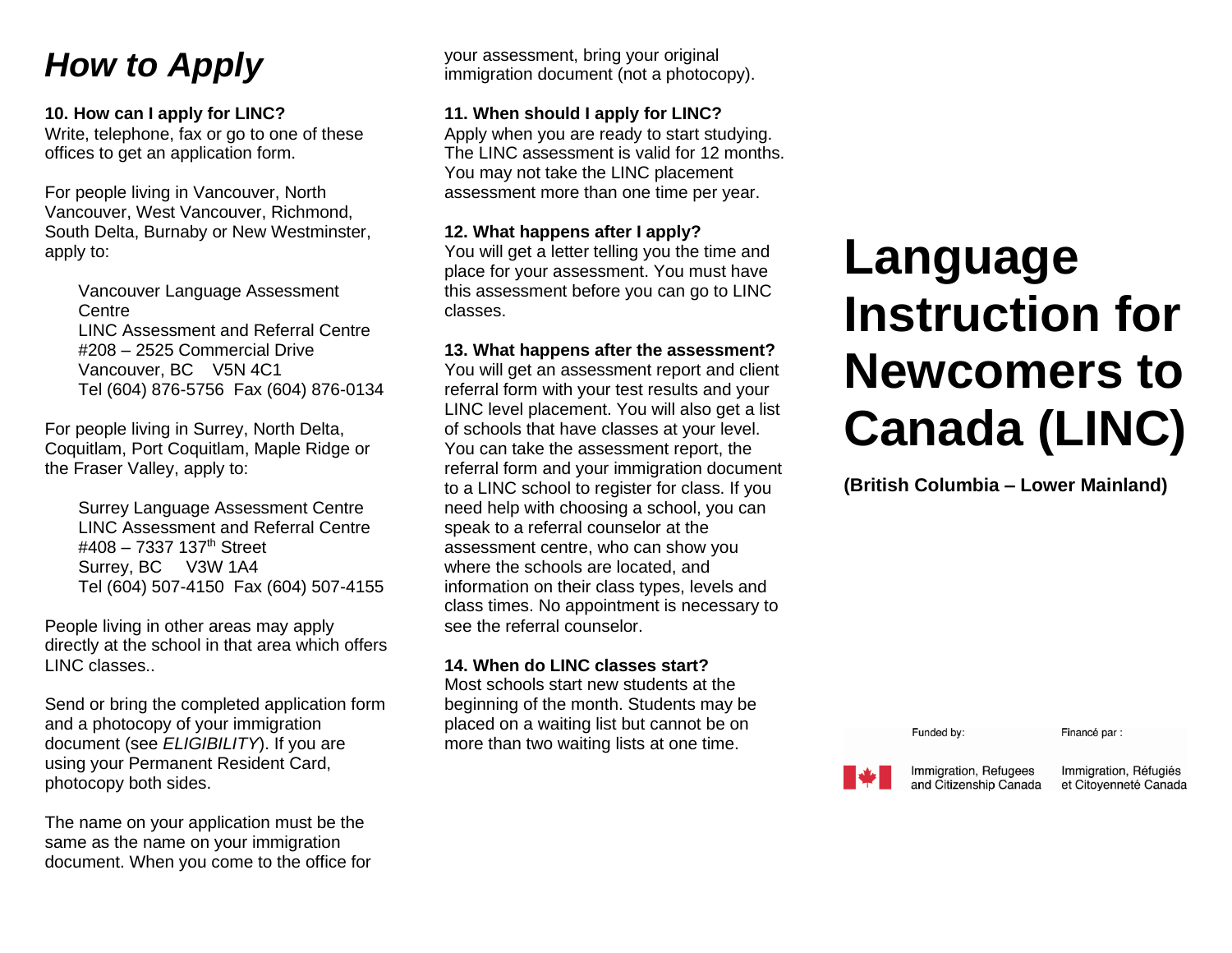# *How to Apply*

**10. How can I apply for LINC?**
Write, telephone, fax or go to one of these offices to get an application form.

For people living in Vancouver, North Vancouver, West Vancouver, Richmond, South Delta, Burnaby or New Westminster, apply to:

> Vancouver Language Assessment Centre
> LINC Assessment and Referral Centre
> #208 – 2525 Commercial Drive
> Vancouver, BC V5N 4C1
> Tel (604) 876-5756 Fax (604) 876-0134

For people living in Surrey, North Delta, Coquitlam, Port Coquitlam, Maple Ridge or the Fraser Valley, apply to:

> Surrey Language Assessment Centre
> LINC Assessment and Referral Centre
> #408 – 7337 137th Street
> Surrey, BC V3W 1A4
> Tel (604) 507-4150 Fax (604) 507-4155

People living in other areas may apply directly at the school in that area which offers LINC classes..

Send or bring the completed application form and a photocopy of your immigration document (see *ELIGIBILITY*). If you are using your Permanent Resident Card, photocopy both sides.

The name on your application must be the same as the name on your immigration document. When you come to the office for your assessment, bring your original immigration document (not a photocopy).

**11. When should I apply for LINC?**
Apply when you are ready to start studying. The LINC assessment is valid for 12 months. You may not take the LINC placement assessment more than one time per year.

**12. What happens after I apply?**
You will get a letter telling you the time and place for your assessment. You must have this assessment before you can go to LINC classes.

**13. What happens after the assessment?**
You will get an assessment report and client referral form with your test results and your LINC level placement. You will also get a list of schools that have classes at your level. You can take the assessment report, the referral form and your immigration document to a LINC school to register for class. If you need help with choosing a school, you can speak to a referral counselor at the assessment centre, who can show you where the schools are located, and information on their class types, levels and class times. No appointment is necessary to see the referral counselor.

**14. When do LINC classes start?**
Most schools start new students at the beginning of the month. Students may be placed on a waiting list but cannot be on more than two waiting lists at one time.

# Language Instruction for Newcomers to Canada (LINC)

**(British Columbia – Lower Mainland)**

Funded by: Immigration, Refugees and Citizenship Canada

Financé par : Immigration, Réfugiés et Citoyenneté Canada